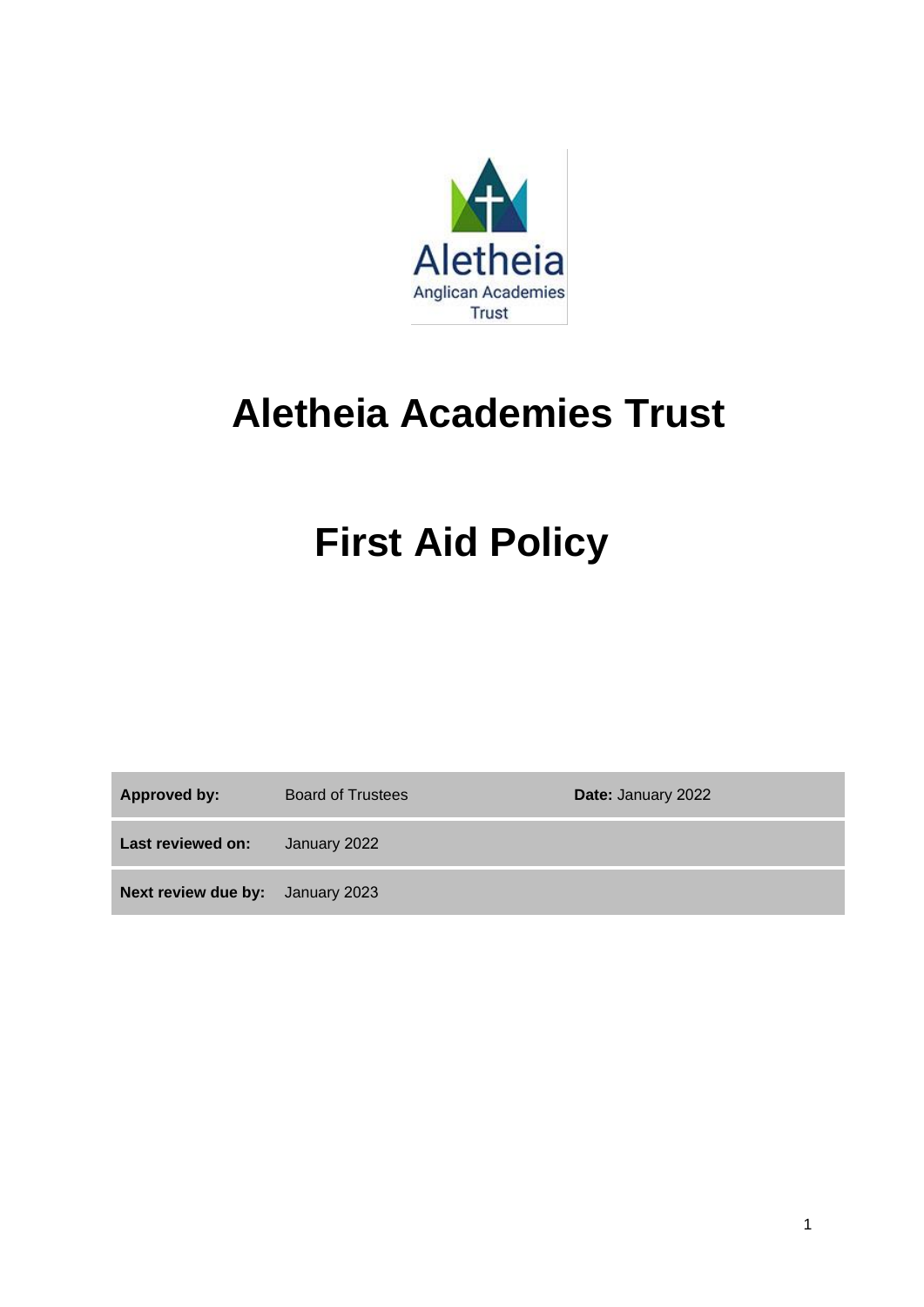Aletheia
Anglican Academies
Trust

# Aletheia Academies Trust

# First Aid Policy

| **Approved by:** | Board of Trustees | **Date:** January 2022 |
|---|---|---|
| **Last reviewed on:** | January 2022 | |
| **Next review due by:** | January 2023 | |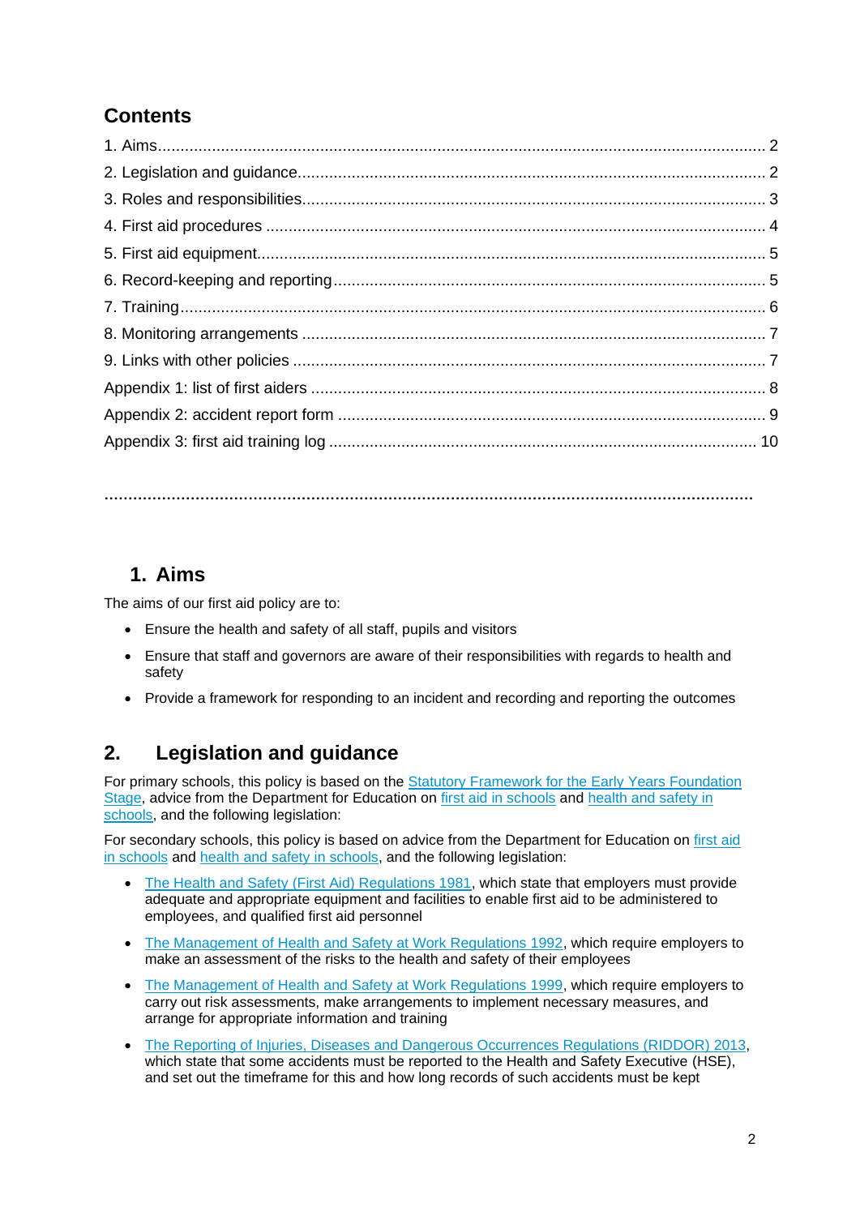## Contents

1. Aims........................................................................................................................ 2
2. Legislation and guidance......................................................................................... 2
3. Roles and responsibilities........................................................................................ 3
4. First aid procedures ................................................................................................ 4
5. First aid equipment.................................................................................................. 5
6. Record-keeping and reporting.................................................................................. 5
7. Training.................................................................................................................... 6
8. Monitoring arrangements ......................................................................................... 7
9. Links with other policies ........................................................................................... 7

Appendix 1: list of first aiders ....................................................................................... 8
Appendix 2: accident report form .................................................................................. 9
Appendix 3: first aid training log .................................................................................. 10

.......................................................................................................................................

## 1. Aims

The aims of our first aid policy are to:

- Ensure the health and safety of all staff, pupils and visitors
- Ensure that staff and governors are aware of their responsibilities with regards to health and safety
- Provide a framework for responding to an incident and recording and reporting the outcomes

## 2. Legislation and guidance

For primary schools, this policy is based on the Statutory Framework for the Early Years Foundation Stage, advice from the Department for Education on first aid in schools and health and safety in schools, and the following legislation:

For secondary schools, this policy is based on advice from the Department for Education on first aid in schools and health and safety in schools, and the following legislation:

- The Health and Safety (First Aid) Regulations 1981, which state that employers must provide adequate and appropriate equipment and facilities to enable first aid to be administered to employees, and qualified first aid personnel
- The Management of Health and Safety at Work Regulations 1992, which require employers to make an assessment of the risks to the health and safety of their employees
- The Management of Health and Safety at Work Regulations 1999, which require employers to carry out risk assessments, make arrangements to implement necessary measures, and arrange for appropriate information and training
- The Reporting of Injuries, Diseases and Dangerous Occurrences Regulations (RIDDOR) 2013, which state that some accidents must be reported to the Health and Safety Executive (HSE), and set out the timeframe for this and how long records of such accidents must be kept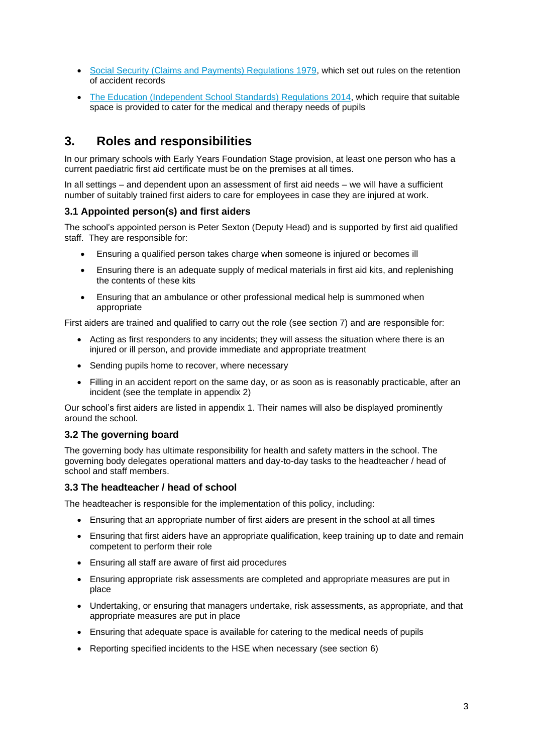- [Social Security (Claims and Payments) Regulations 1979](), which set out rules on the retention of accident records
- [The Education (Independent School Standards) Regulations 2014](), which require that suitable space is provided to cater for the medical and therapy needs of pupils

## 3. Roles and responsibilities

In our primary schools with Early Years Foundation Stage provision, at least one person who has a current paediatric first aid certificate must be on the premises at all times.

In all settings – and dependent upon an assessment of first aid needs – we will have a sufficient number of suitably trained first aiders to care for employees in case they are injured at work.

### 3.1 Appointed person(s) and first aiders

The school's appointed person is Peter Sexton (Deputy Head) and is supported by first aid qualified staff. They are responsible for:

- Ensuring a qualified person takes charge when someone is injured or becomes ill
- Ensuring there is an adequate supply of medical materials in first aid kits, and replenishing the contents of these kits
- Ensuring that an ambulance or other professional medical help is summoned when appropriate

First aiders are trained and qualified to carry out the role (see section 7) and are responsible for:

- Acting as first responders to any incidents; they will assess the situation where there is an injured or ill person, and provide immediate and appropriate treatment
- Sending pupils home to recover, where necessary
- Filling in an accident report on the same day, or as soon as is reasonably practicable, after an incident (see the template in appendix 2)

Our school's first aiders are listed in appendix 1. Their names will also be displayed prominently around the school.

### 3.2 The governing board

The governing body has ultimate responsibility for health and safety matters in the school. The governing body delegates operational matters and day-to-day tasks to the headteacher / head of school and staff members.

### 3.3 The headteacher / head of school

The headteacher is responsible for the implementation of this policy, including:

- Ensuring that an appropriate number of first aiders are present in the school at all times
- Ensuring that first aiders have an appropriate qualification, keep training up to date and remain competent to perform their role
- Ensuring all staff are aware of first aid procedures
- Ensuring appropriate risk assessments are completed and appropriate measures are put in place
- Undertaking, or ensuring that managers undertake, risk assessments, as appropriate, and that appropriate measures are put in place
- Ensuring that adequate space is available for catering to the medical needs of pupils
- Reporting specified incidents to the HSE when necessary (see section 6)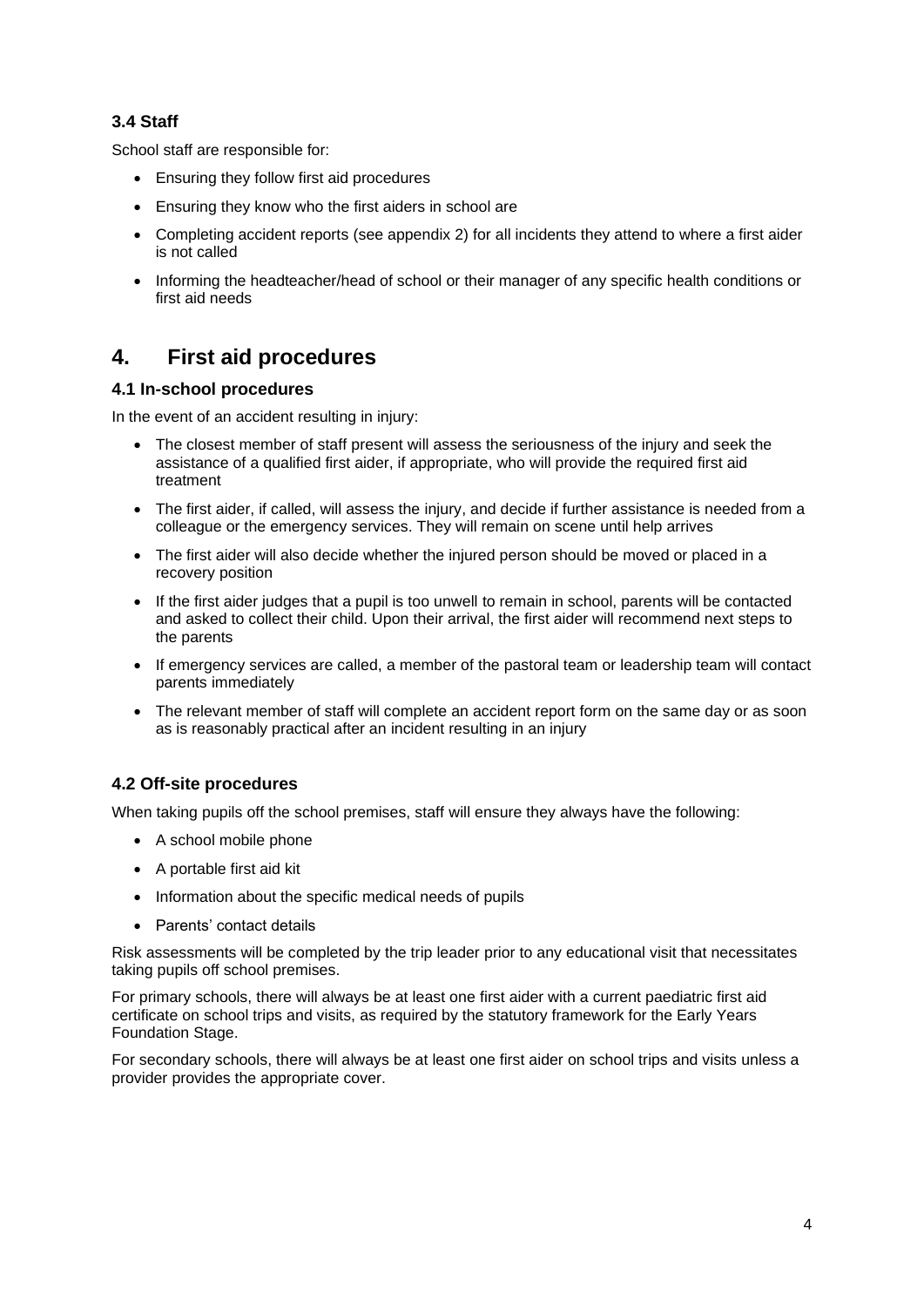### 3.4 Staff

School staff are responsible for:

- Ensuring they follow first aid procedures
- Ensuring they know who the first aiders in school are
- Completing accident reports (see appendix 2) for all incidents they attend to where a first aider is not called
- Informing the headteacher/head of school or their manager of any specific health conditions or first aid needs

## 4. First aid procedures

### 4.1 In-school procedures

In the event of an accident resulting in injury:

- The closest member of staff present will assess the seriousness of the injury and seek the assistance of a qualified first aider, if appropriate, who will provide the required first aid treatment
- The first aider, if called, will assess the injury, and decide if further assistance is needed from a colleague or the emergency services. They will remain on scene until help arrives
- The first aider will also decide whether the injured person should be moved or placed in a recovery position
- If the first aider judges that a pupil is too unwell to remain in school, parents will be contacted and asked to collect their child. Upon their arrival, the first aider will recommend next steps to the parents
- If emergency services are called, a member of the pastoral team or leadership team will contact parents immediately
- The relevant member of staff will complete an accident report form on the same day or as soon as is reasonably practical after an incident resulting in an injury

### 4.2 Off-site procedures

When taking pupils off the school premises, staff will ensure they always have the following:

- A school mobile phone
- A portable first aid kit
- Information about the specific medical needs of pupils
- Parents' contact details

Risk assessments will be completed by the trip leader prior to any educational visit that necessitates taking pupils off school premises.

For primary schools, there will always be at least one first aider with a current paediatric first aid certificate on school trips and visits, as required by the statutory framework for the Early Years Foundation Stage.

For secondary schools, there will always be at least one first aider on school trips and visits unless a provider provides the appropriate cover.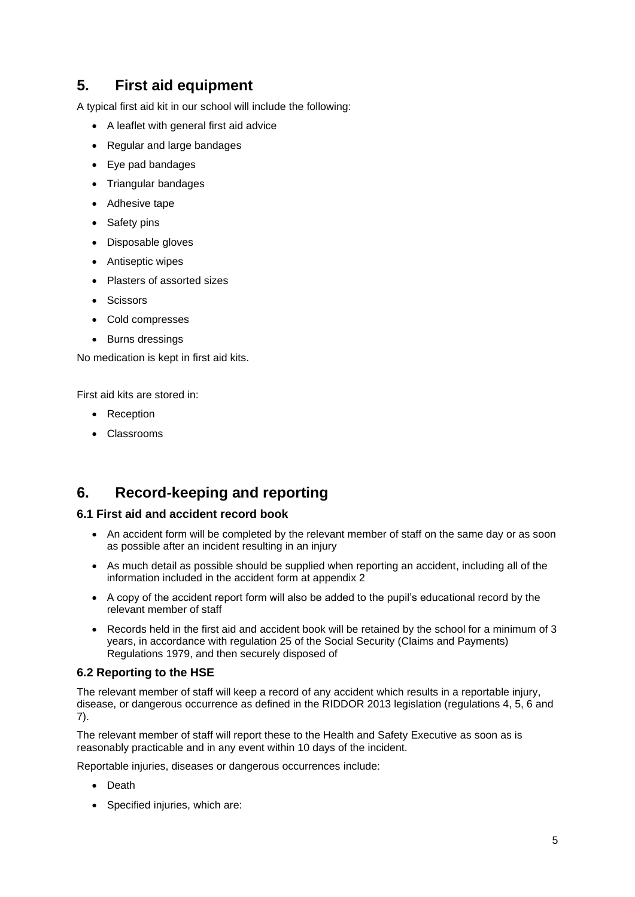## 5. First aid equipment

A typical first aid kit in our school will include the following:

- A leaflet with general first aid advice
- Regular and large bandages
- Eye pad bandages
- Triangular bandages
- Adhesive tape
- Safety pins
- Disposable gloves
- Antiseptic wipes
- Plasters of assorted sizes
- Scissors
- Cold compresses
- Burns dressings

No medication is kept in first aid kits.

First aid kits are stored in:

- Reception
- Classrooms

## 6. Record-keeping and reporting

### 6.1 First aid and accident record book

- An accident form will be completed by the relevant member of staff on the same day or as soon as possible after an incident resulting in an injury
- As much detail as possible should be supplied when reporting an accident, including all of the information included in the accident form at appendix 2
- A copy of the accident report form will also be added to the pupil's educational record by the relevant member of staff
- Records held in the first aid and accident book will be retained by the school for a minimum of 3 years, in accordance with regulation 25 of the Social Security (Claims and Payments) Regulations 1979, and then securely disposed of

### 6.2 Reporting to the HSE

The relevant member of staff will keep a record of any accident which results in a reportable injury, disease, or dangerous occurrence as defined in the RIDDOR 2013 legislation (regulations 4, 5, 6 and 7).

The relevant member of staff will report these to the Health and Safety Executive as soon as is reasonably practicable and in any event within 10 days of the incident.

Reportable injuries, diseases or dangerous occurrences include:

- Death
- Specified injuries, which are: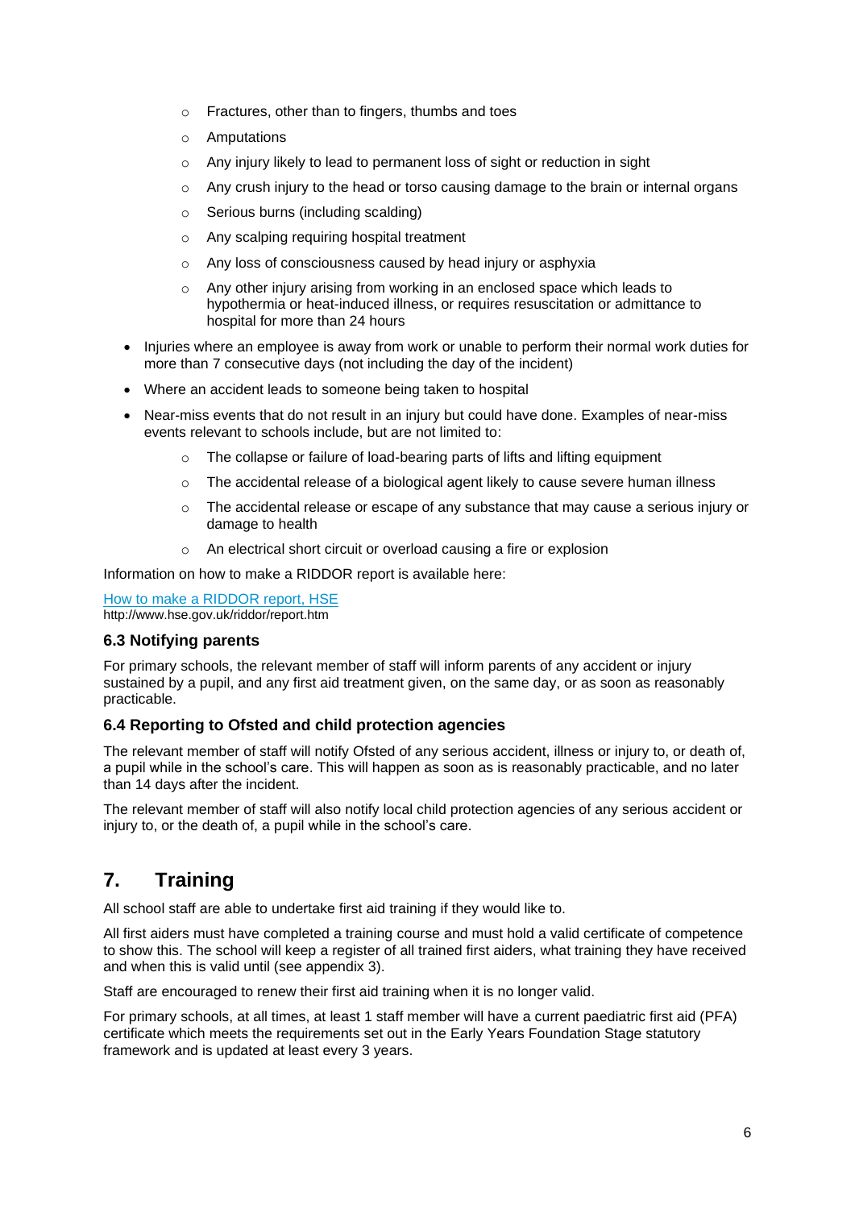- Fractures, other than to fingers, thumbs and toes
    - Amputations
    - Any injury likely to lead to permanent loss of sight or reduction in sight
    - Any crush injury to the head or torso causing damage to the brain or internal organs
    - Serious burns (including scalding)
    - Any scalping requiring hospital treatment
    - Any loss of consciousness caused by head injury or asphyxia
    - Any other injury arising from working in an enclosed space which leads to hypothermia or heat-induced illness, or requires resuscitation or admittance to hospital for more than 24 hours
- Injuries where an employee is away from work or unable to perform their normal work duties for more than 7 consecutive days (not including the day of the incident)
- Where an accident leads to someone being taken to hospital
- Near-miss events that do not result in an injury but could have done. Examples of near-miss events relevant to schools include, but are not limited to:
    - The collapse or failure of load-bearing parts of lifts and lifting equipment
    - The accidental release of a biological agent likely to cause severe human illness
    - The accidental release or escape of any substance that may cause a serious injury or damage to health
    - An electrical short circuit or overload causing a fire or explosion

Information on how to make a RIDDOR report is available here:

[How to make a RIDDOR report, HSE](http://www.hse.gov.uk/riddor/report.htm)
http://www.hse.gov.uk/riddor/report.htm

### 6.3 Notifying parents

For primary schools, the relevant member of staff will inform parents of any accident or injury sustained by a pupil, and any first aid treatment given, on the same day, or as soon as reasonably practicable.

### 6.4 Reporting to Ofsted and child protection agencies

The relevant member of staff will notify Ofsted of any serious accident, illness or injury to, or death of, a pupil while in the school's care. This will happen as soon as is reasonably practicable, and no later than 14 days after the incident.

The relevant member of staff will also notify local child protection agencies of any serious accident or injury to, or the death of, a pupil while in the school's care.

## 7. Training

All school staff are able to undertake first aid training if they would like to.

All first aiders must have completed a training course and must hold a valid certificate of competence to show this. The school will keep a register of all trained first aiders, what training they have received and when this is valid until (see appendix 3).

Staff are encouraged to renew their first aid training when it is no longer valid.

For primary schools, at all times, at least 1 staff member will have a current paediatric first aid (PFA) certificate which meets the requirements set out in the Early Years Foundation Stage statutory framework and is updated at least every 3 years.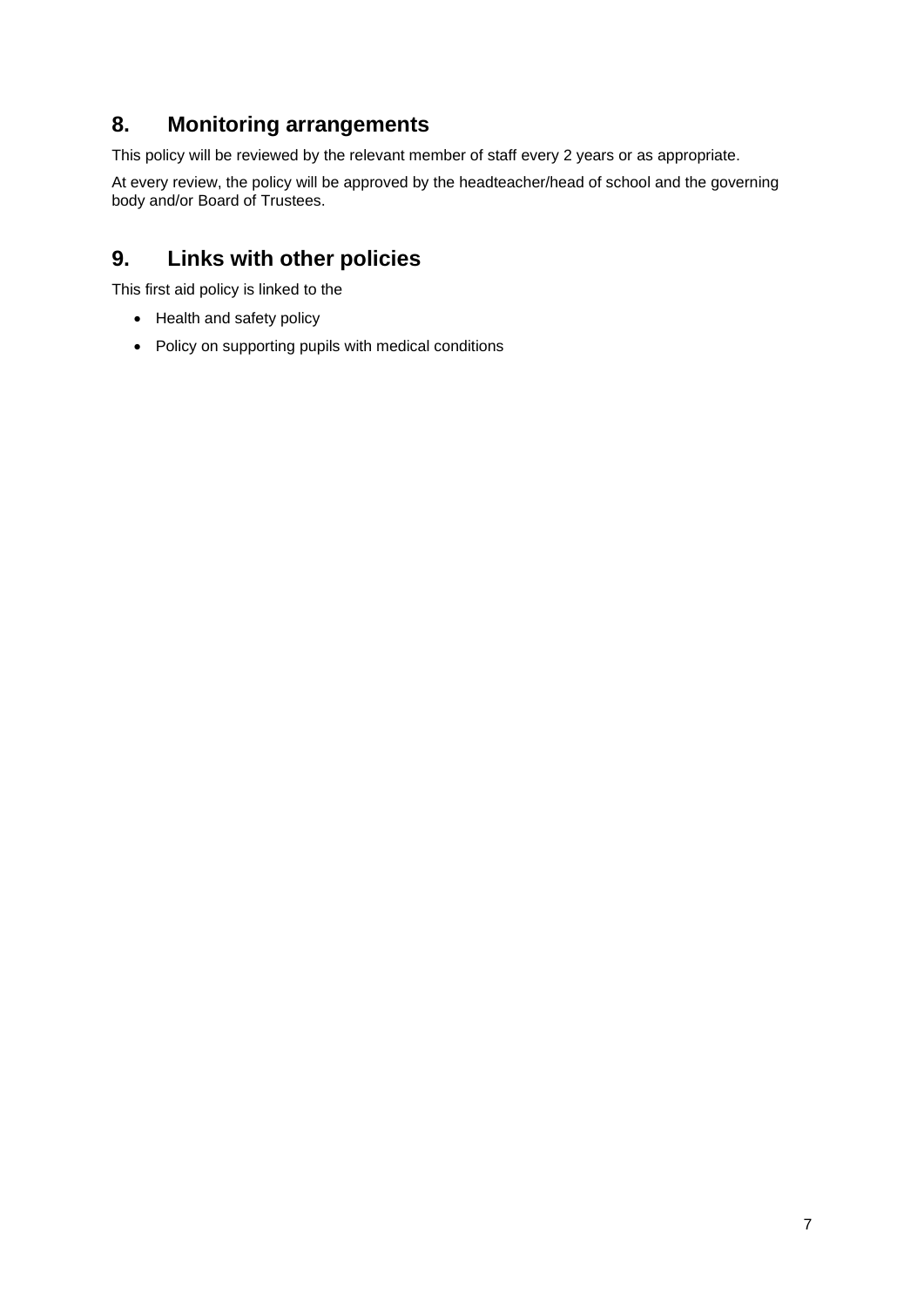## 8. Monitoring arrangements

This policy will be reviewed by the relevant member of staff every 2 years or as appropriate.

At every review, the policy will be approved by the headteacher/head of school and the governing body and/or Board of Trustees.

## 9. Links with other policies

This first aid policy is linked to the

- Health and safety policy
- Policy on supporting pupils with medical conditions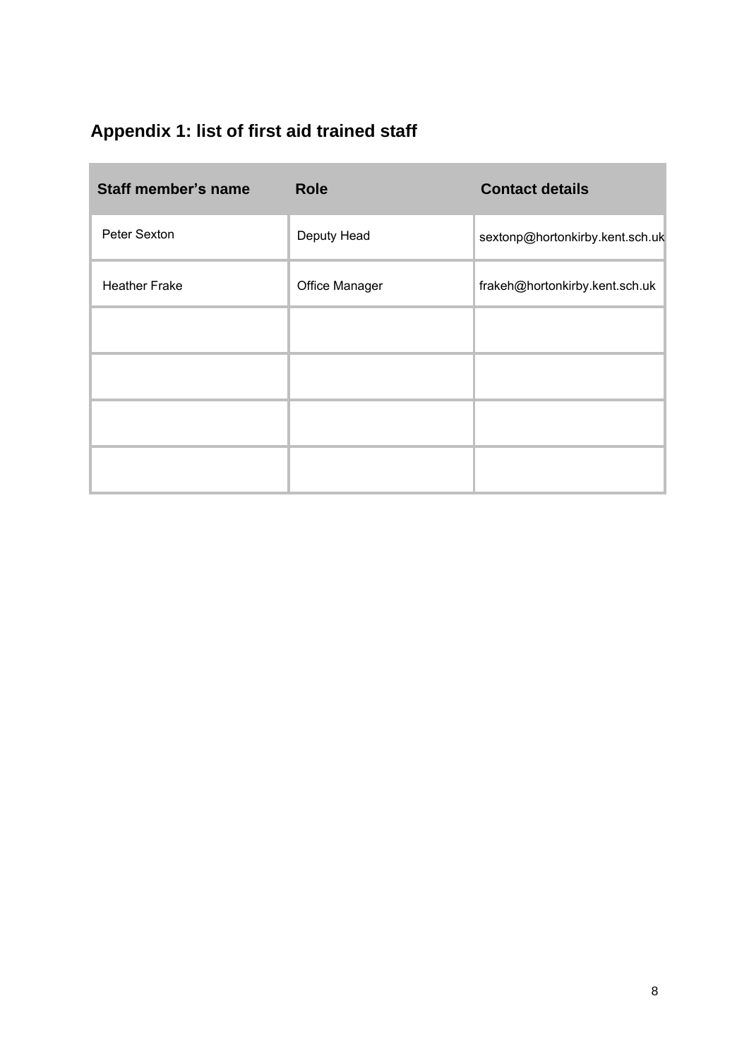## Appendix 1: list of first aid trained staff

| Staff member's name | Role | Contact details |
|---|---|---|
| Peter Sexton | Deputy Head | sextonp@hortonkirby.kent.sch.uk |
| Heather Frake | Office Manager | frakeh@hortonkirby.kent.sch.uk |
| | | |
| | | |
| | | |
| | | |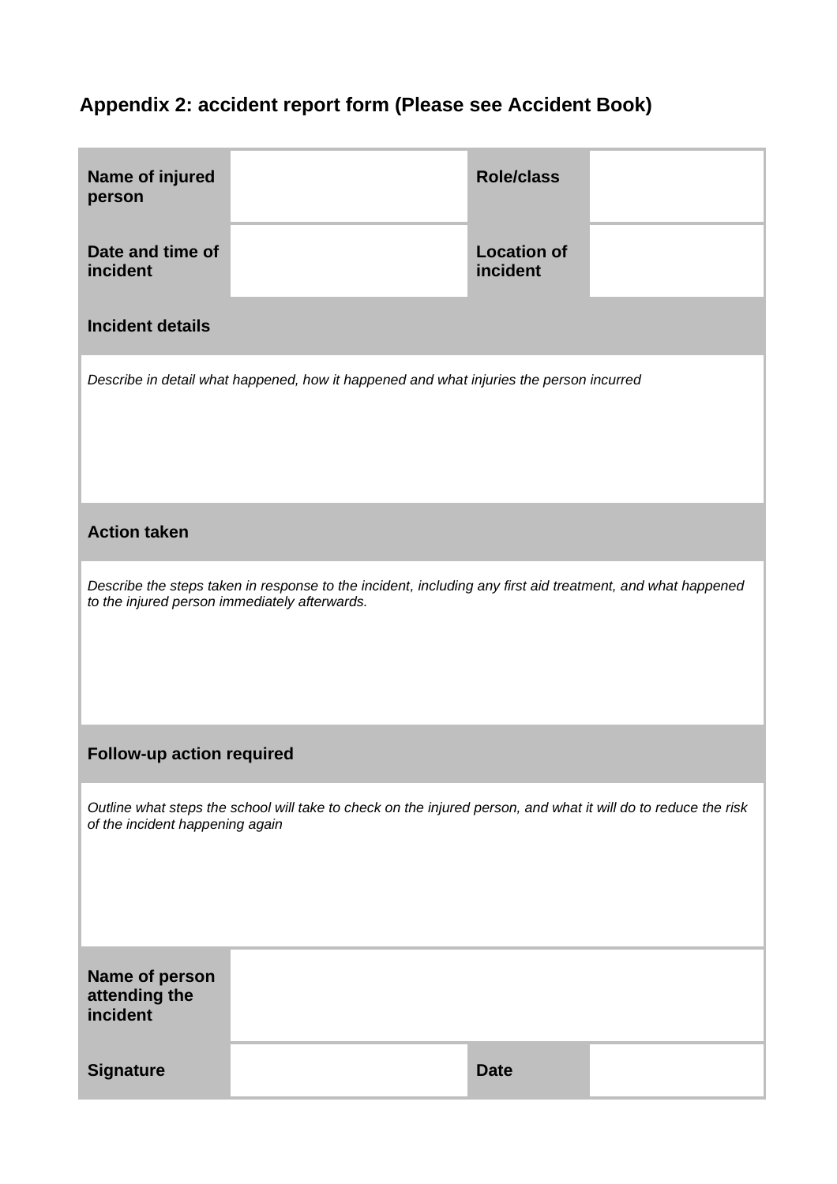## Appendix 2: accident report form (Please see Accident Book)

| **Name of injured person** | | **Role/class** | |
|---|---|---|---|
| **Date and time of incident** | | **Location of incident** | |
| **Incident details** | | | |
| *Describe in detail what happened, how it happened and what injuries the person incurred* | | | |
| **Action taken** | | | |
| *Describe the steps taken in response to the incident, including any first aid treatment, and what happened to the injured person immediately afterwards.* | | | |
| **Follow-up action required** | | | |
| *Outline what steps the school will take to check on the injured person, and what it will do to reduce the risk of the incident happening again* | | | |
| **Name of person attending the incident** | | | |
| **Signature** | | **Date** | |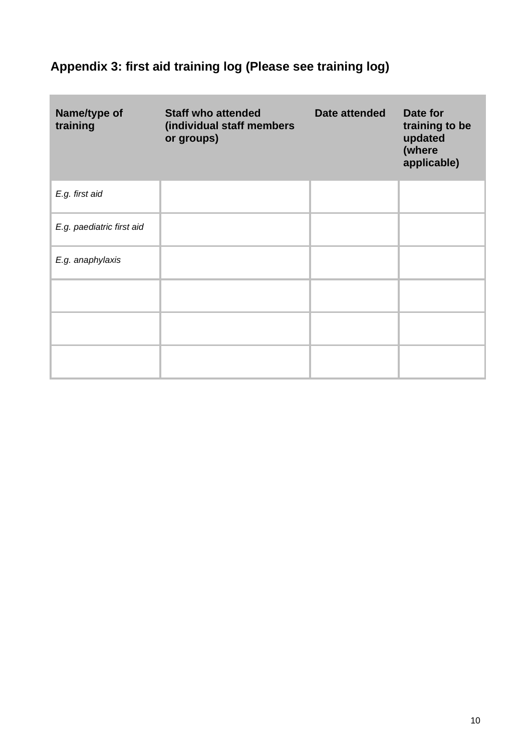## Appendix 3: first aid training log (Please see training log)

| Name/type of training | Staff who attended (individual staff members or groups) | Date attended | Date for training to be updated (where applicable) |
| --- | --- | --- | --- |
| *E.g. first aid* | | | |
| *E.g. paediatric first aid* | | | |
| *E.g. anaphylaxis* | | | |
| | | | |
| | | | |
| | | | |